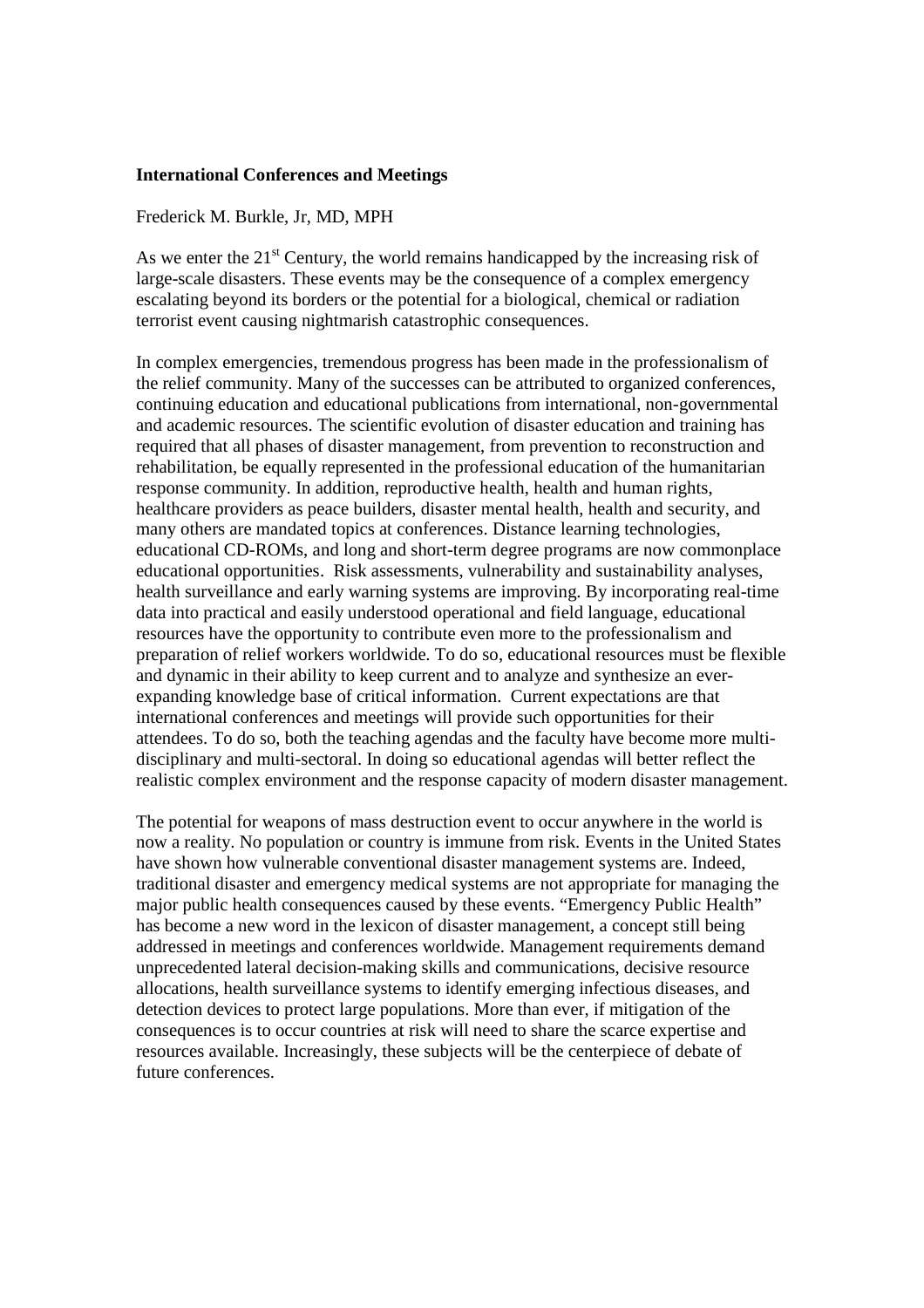**International Conferences and Meetings**

Frederick M. Burkle, Jr, MD, MPH

As we enter the 21st Century, the world remains handicapped by the increasing risk of large-scale disasters. These events may be the consequence of a complex emergency escalating beyond its borders or the potential for a biological, chemical or radiation terrorist event causing nightmarish catastrophic consequences.

In complex emergencies, tremendous progress has been made in the professionalism of the relief community. Many of the successes can be attributed to organized conferences, continuing education and educational publications from international, non-governmental and academic resources. The scientific evolution of disaster education and training has required that all phases of disaster management, from prevention to reconstruction and rehabilitation, be equally represented in the professional education of the humanitarian response community. In addition, reproductive health, health and human rights, healthcare providers as peace builders, disaster mental health, health and security, and many others are mandated topics at conferences. Distance learning technologies, educational CD-ROMs, and long and short-term degree programs are now commonplace educational opportunities. Risk assessments, vulnerability and sustainability analyses, health surveillance and early warning systems are improving. By incorporating real-time data into practical and easily understood operational and field language, educational resources have the opportunity to contribute even more to the professionalism and preparation of relief workers worldwide. To do so, educational resources must be flexible and dynamic in their ability to keep current and to analyze and synthesize an ever-expanding knowledge base of critical information. Current expectations are that international conferences and meetings will provide such opportunities for their attendees. To do so, both the teaching agendas and the faculty have become more multi-disciplinary and multi-sectoral. In doing so educational agendas will better reflect the realistic complex environment and the response capacity of modern disaster management.

The potential for weapons of mass destruction event to occur anywhere in the world is now a reality. No population or country is immune from risk. Events in the United States have shown how vulnerable conventional disaster management systems are. Indeed, traditional disaster and emergency medical systems are not appropriate for managing the major public health consequences caused by these events. "Emergency Public Health" has become a new word in the lexicon of disaster management, a concept still being addressed in meetings and conferences worldwide. Management requirements demand unprecedented lateral decision-making skills and communications, decisive resource allocations, health surveillance systems to identify emerging infectious diseases, and detection devices to protect large populations. More than ever, if mitigation of the consequences is to occur countries at risk will need to share the scarce expertise and resources available. Increasingly, these subjects will be the centerpiece of debate of future conferences.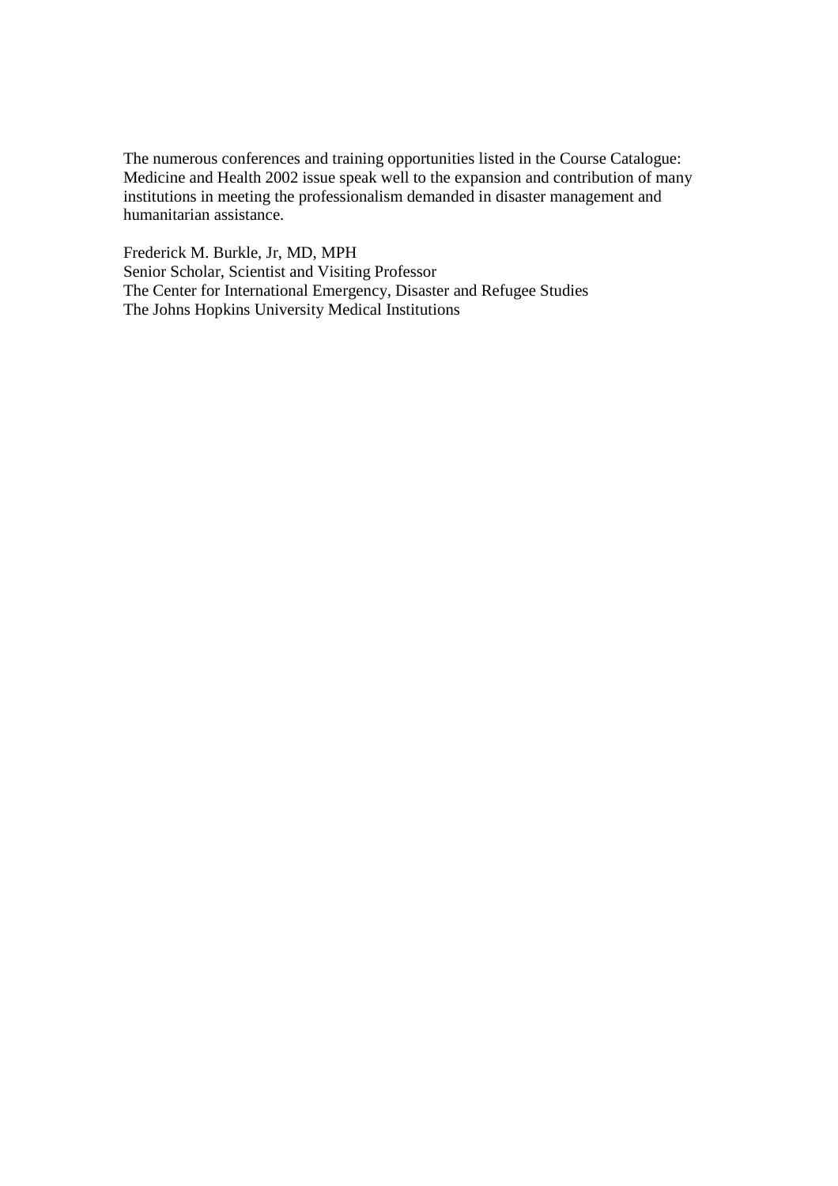The numerous conferences and training opportunities listed in the Course Catalogue: Medicine and Health 2002 issue speak well to the expansion and contribution of many institutions in meeting the professionalism demanded in disaster management and humanitarian assistance.

Frederick M. Burkle, Jr, MD, MPH  
Senior Scholar, Scientist and Visiting Professor  
The Center for International Emergency, Disaster and Refugee Studies  
The Johns Hopkins University Medical Institutions